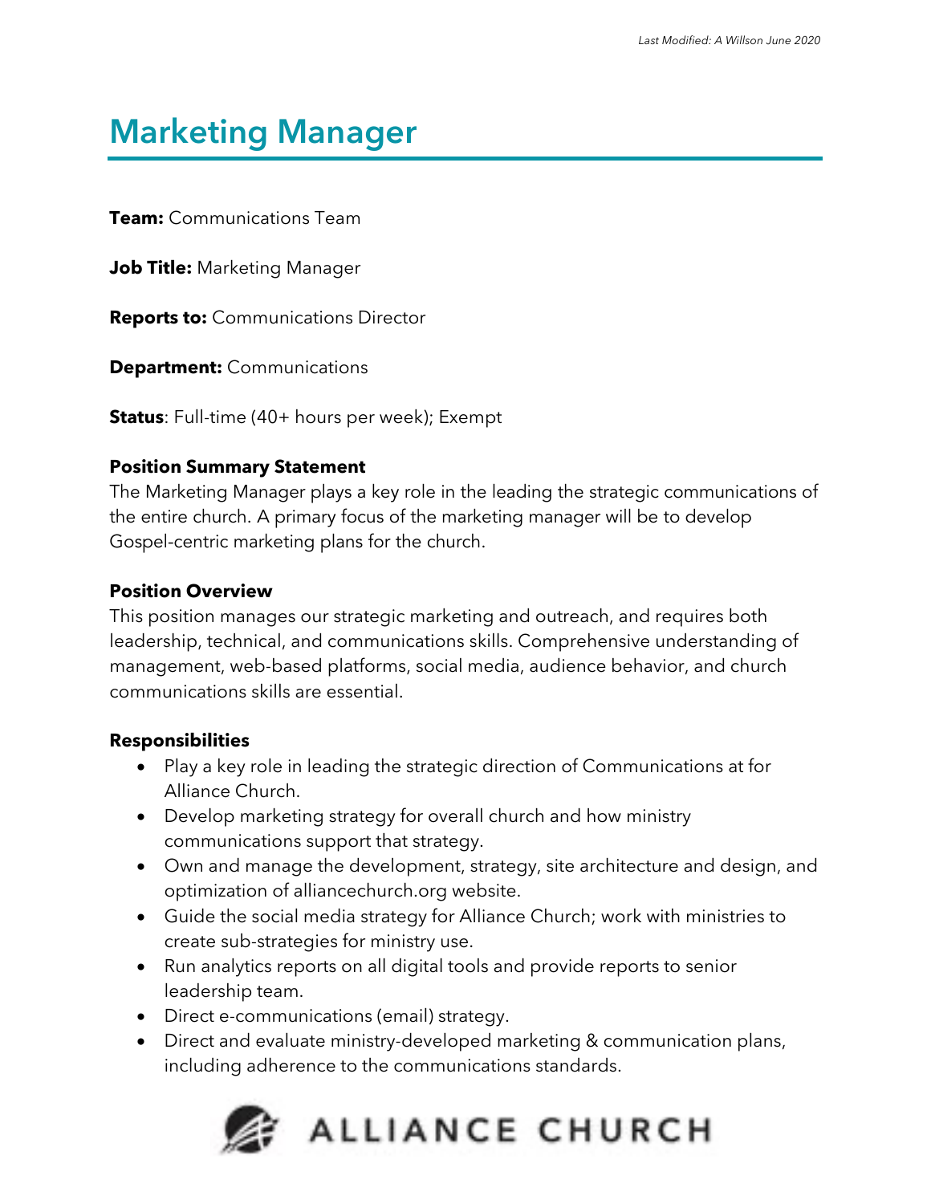# Marketing Manager

**Team:** Communications Team

**Job Title:** Marketing Manager

**Reports to:** Communications Director

**Department:** Communications

**Status**: Full-time (40+ hours per week); Exempt

**Position Summary Statement**
The Marketing Manager plays a key role in the leading the strategic communications of the entire church. A primary focus of the marketing manager will be to develop Gospel-centric marketing plans for the church.

**Position Overview**
This position manages our strategic marketing and outreach, and requires both leadership, technical, and communications skills. Comprehensive understanding of management, web-based platforms, social media, audience behavior, and church communications skills are essential.

**Responsibilities**

- Play a key role in leading the strategic direction of Communications at for Alliance Church.
- Develop marketing strategy for overall church and how ministry communications support that strategy.
- Own and manage the development, strategy, site architecture and design, and optimization of alliancechurch.org website.
- Guide the social media strategy for Alliance Church; work with ministries to create sub-strategies for ministry use.
- Run analytics reports on all digital tools and provide reports to senior leadership team.
- Direct e-communications (email) strategy.
- Direct and evaluate ministry-developed marketing & communication plans, including adherence to the communications standards.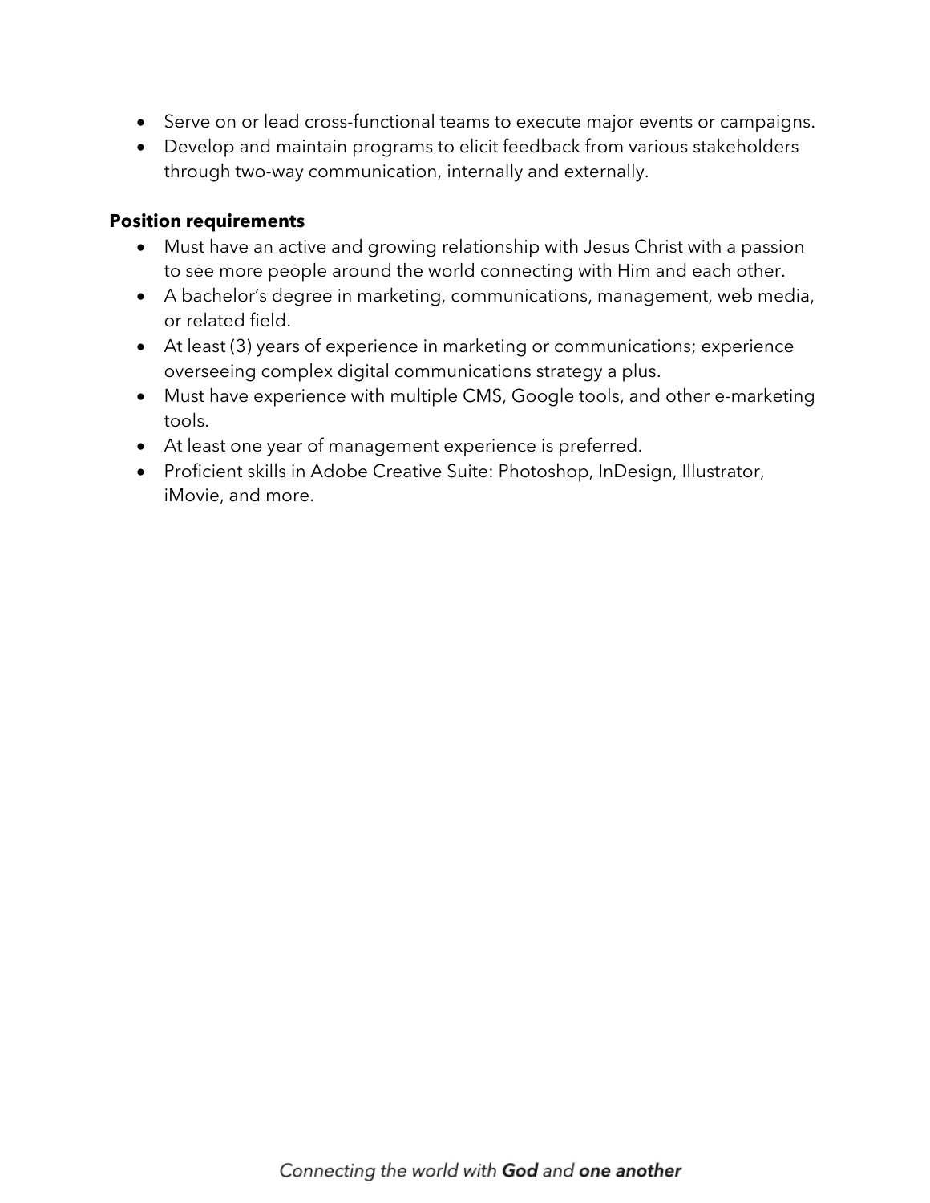- Serve on or lead cross-functional teams to execute major events or campaigns.
- Develop and maintain programs to elicit feedback from various stakeholders through two-way communication, internally and externally.

**Position requirements**

- Must have an active and growing relationship with Jesus Christ with a passion to see more people around the world connecting with Him and each other.
- A bachelor's degree in marketing, communications, management, web media, or related field.
- At least (3) years of experience in marketing or communications; experience overseeing complex digital communications strategy a plus.
- Must have experience with multiple CMS, Google tools, and other e-marketing tools.
- At least one year of management experience is preferred.
- Proficient skills in Adobe Creative Suite: Photoshop, InDesign, Illustrator, iMovie, and more.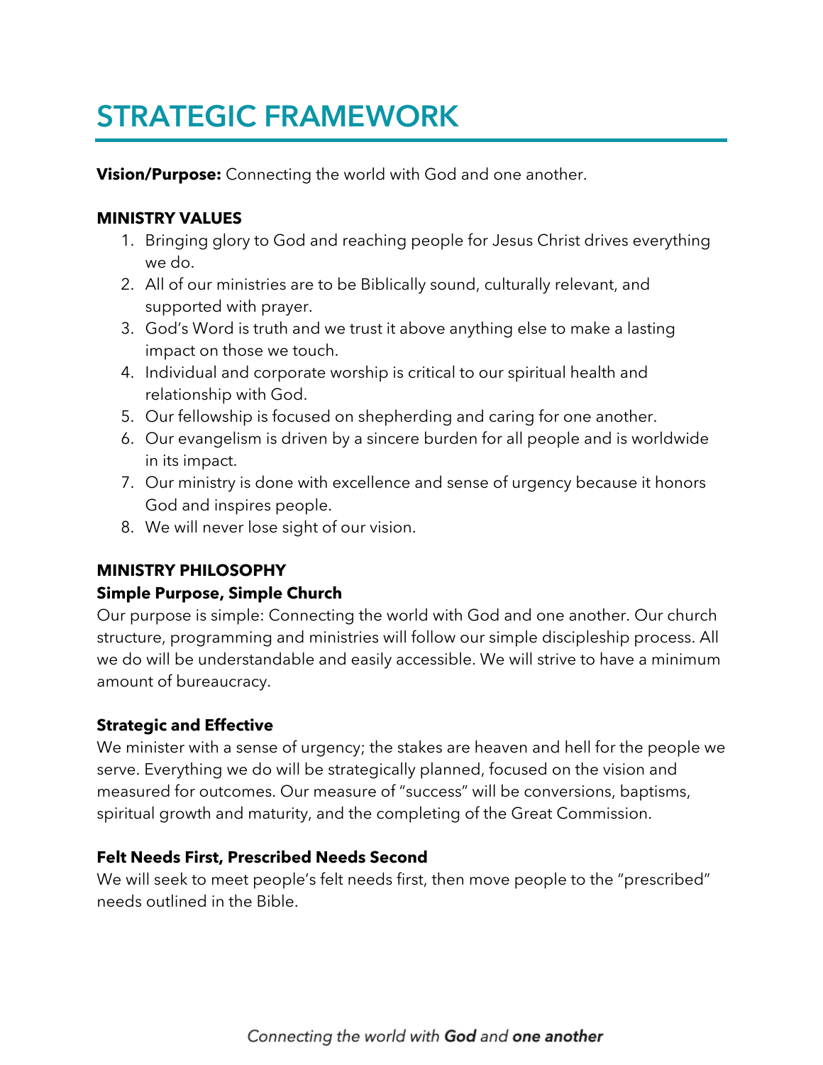# STRATEGIC FRAMEWORK

**Vision/Purpose:** Connecting the world with God and one another.

**MINISTRY VALUES**

1. Bringing glory to God and reaching people for Jesus Christ drives everything we do.
2. All of our ministries are to be Biblically sound, culturally relevant, and supported with prayer.
3. God's Word is truth and we trust it above anything else to make a lasting impact on those we touch.
4. Individual and corporate worship is critical to our spiritual health and relationship with God.
5. Our fellowship is focused on shepherding and caring for one another.
6. Our evangelism is driven by a sincere burden for all people and is worldwide in its impact.
7. Our ministry is done with excellence and sense of urgency because it honors God and inspires people.
8. We will never lose sight of our vision.

**MINISTRY PHILOSOPHY**

**Simple Purpose, Simple Church**

Our purpose is simple: Connecting the world with God and one another. Our church structure, programming and ministries will follow our simple discipleship process. All we do will be understandable and easily accessible. We will strive to have a minimum amount of bureaucracy.

**Strategic and Effective**

We minister with a sense of urgency; the stakes are heaven and hell for the people we serve. Everything we do will be strategically planned, focused on the vision and measured for outcomes. Our measure of "success" will be conversions, baptisms, spiritual growth and maturity, and the completing of the Great Commission.

**Felt Needs First, Prescribed Needs Second**

We will seek to meet people's felt needs first, then move people to the "prescribed" needs outlined in the Bible.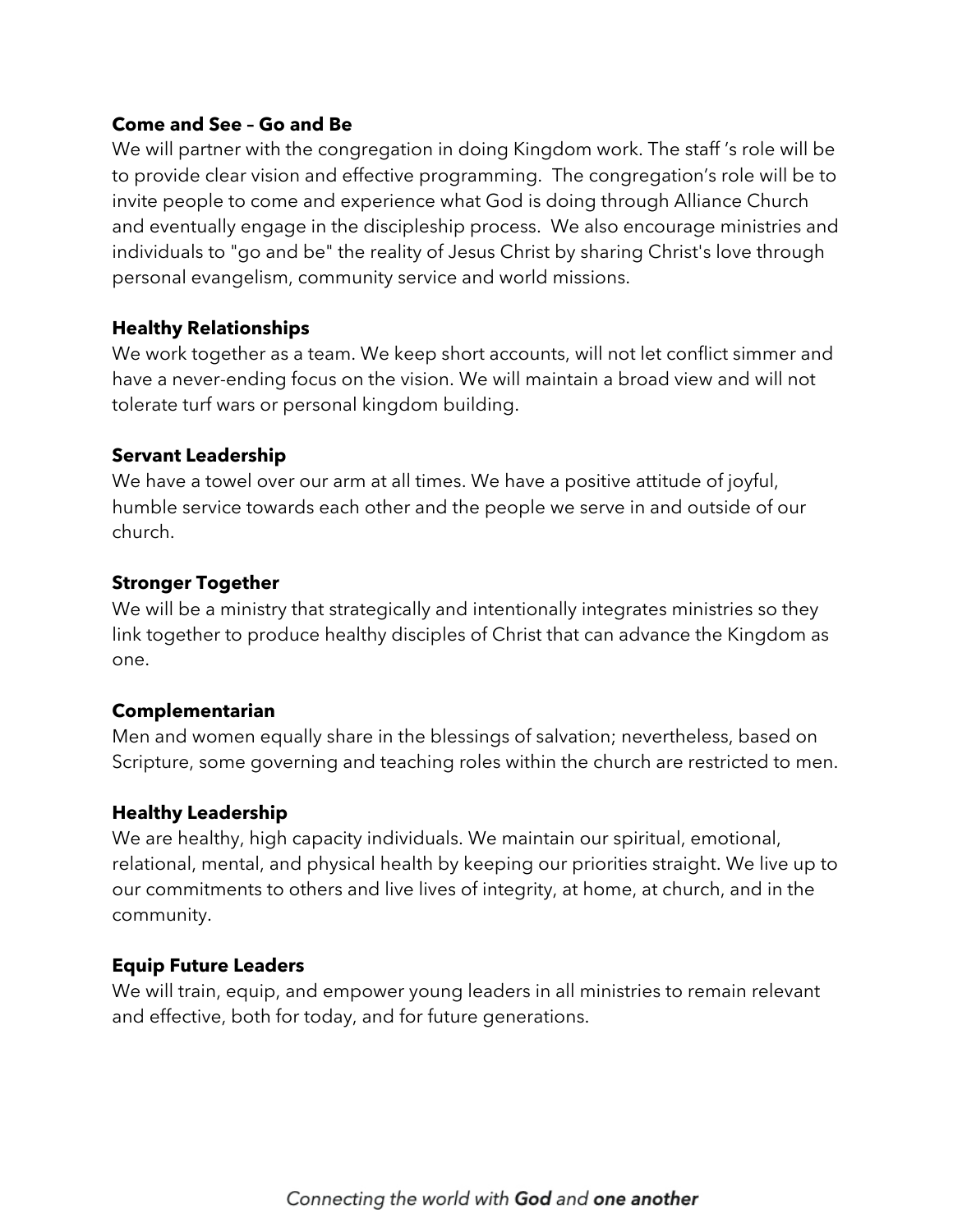**Come and See – Go and Be**

We will partner with the congregation in doing Kingdom work. The staff 's role will be to provide clear vision and effective programming. The congregation's role will be to invite people to come and experience what God is doing through Alliance Church and eventually engage in the discipleship process. We also encourage ministries and individuals to "go and be" the reality of Jesus Christ by sharing Christ's love through personal evangelism, community service and world missions.

**Healthy Relationships**

We work together as a team. We keep short accounts, will not let conflict simmer and have a never-ending focus on the vision. We will maintain a broad view and will not tolerate turf wars or personal kingdom building.

**Servant Leadership**

We have a towel over our arm at all times. We have a positive attitude of joyful, humble service towards each other and the people we serve in and outside of our church.

**Stronger Together**

We will be a ministry that strategically and intentionally integrates ministries so they link together to produce healthy disciples of Christ that can advance the Kingdom as one.

**Complementarian**

Men and women equally share in the blessings of salvation; nevertheless, based on Scripture, some governing and teaching roles within the church are restricted to men.

**Healthy Leadership**

We are healthy, high capacity individuals. We maintain our spiritual, emotional, relational, mental, and physical health by keeping our priorities straight. We live up to our commitments to others and live lives of integrity, at home, at church, and in the community.

**Equip Future Leaders**

We will train, equip, and empower young leaders in all ministries to remain relevant and effective, both for today, and for future generations.